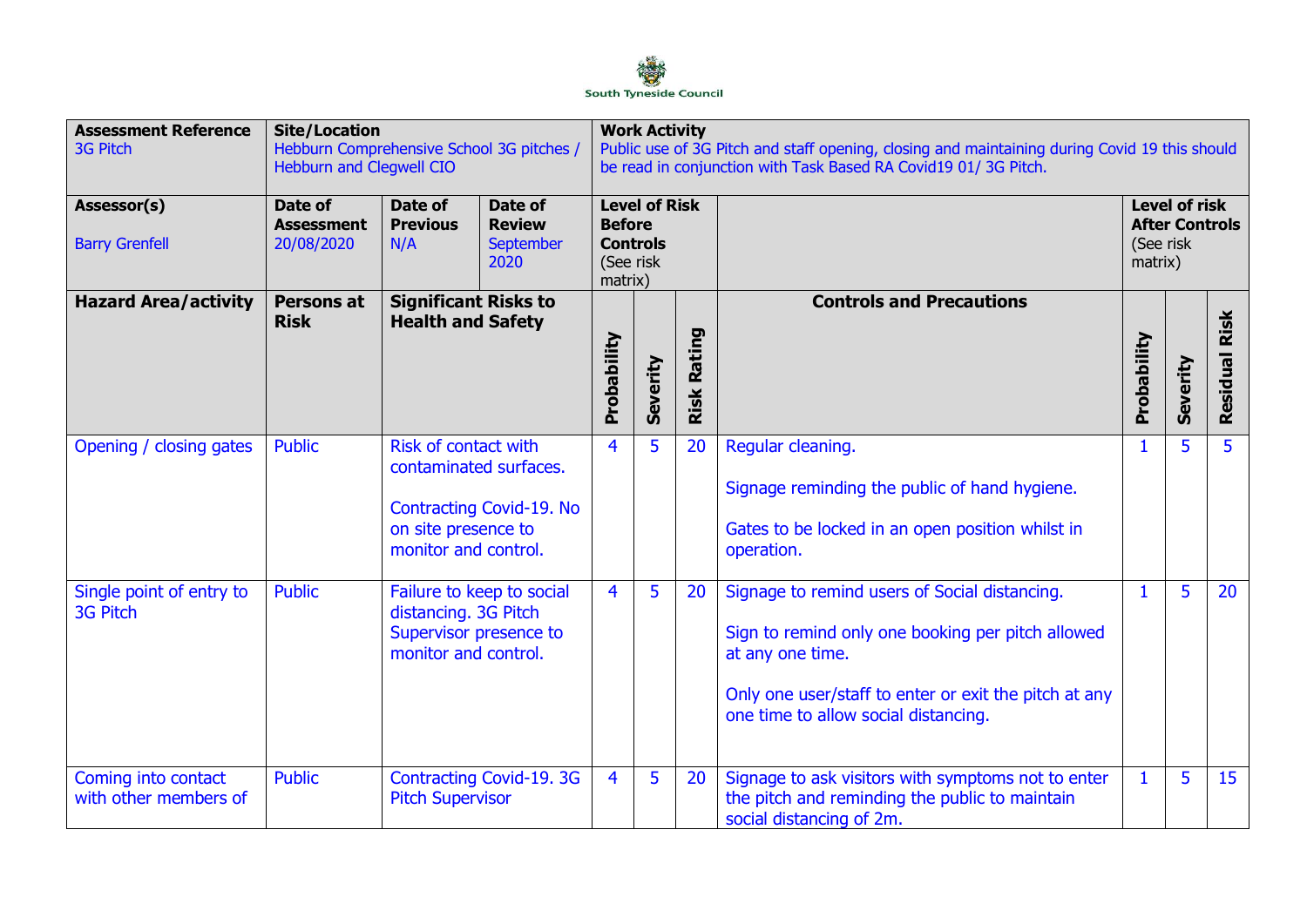South Tyneside Council

| **Assessment Reference**<br>3G Pitch | **Site/Location**<br>Hebburn Comprehensive School 3G pitches / Hebburn and Clegwell CIO | | | **Work Activity**<br>Public use of 3G Pitch and staff opening, closing and maintaining during Covid 19 this should be read in conjunction with Task Based RA Covid19 01/ 3G Pitch. | | | | | | |
|---|---|---|---|---|---|---|---|---|---|---|
| **Assessor(s)**<br>Barry Grenfell | **Date of Assessment**<br>20/08/2020 | **Date of Previous**<br>N/A | **Date of Review**<br>September 2020 | **Level of Risk Before Controls** (See risk matrix) | | | | **Level of risk After Controls** (See risk matrix) | | |
| **Hazard Area/activity** | **Persons at Risk** | **Significant Risks to Health and Safety** | | **Probability** | **Severity** | **Risk Rating** | **Controls and Precautions** | **Probability** | **Severity** | **Residual Risk** |
| Opening / closing gates | Public | Risk of contact with contaminated surfaces.<br><br>Contracting Covid-19. No on site presence to monitor and control. | | 4 | 5 | 20 | Regular cleaning.<br><br>Signage reminding the public of hand hygiene.<br><br>Gates to be locked in an open position whilst in operation. | 1 | 5 | 5 |
| Single point of entry to 3G Pitch | Public | Failure to keep to social distancing. 3G Pitch Supervisor presence to monitor and control. | | 4 | 5 | 20 | Signage to remind users of Social distancing.<br><br>Sign to remind only one booking per pitch allowed at any one time.<br><br>Only one user/staff to enter or exit the pitch at any one time to allow social distancing. | 1 | 5 | 20 |
| Coming into contact with other members of | Public | Contracting Covid-19. 3G Pitch Supervisor | | 4 | 5 | 20 | Signage to ask visitors with symptoms not to enter the pitch and reminding the public to maintain social distancing of 2m. | 1 | 5 | 15 |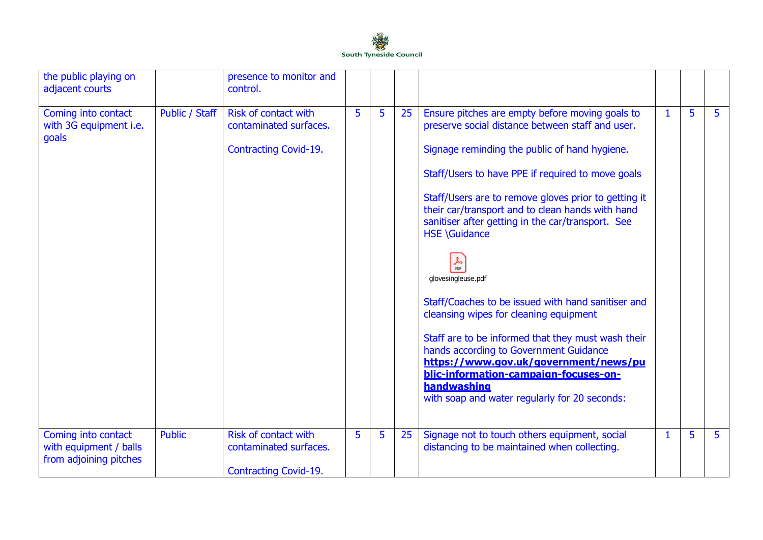| | | | | | | | | | |
|---|---|---|---|---|---|---|---|---|---|
| the public playing on adjacent courts | | presence to monitor and control. | | | | | | | |
| Coming into contact with 3G equipment i.e. goals | Public / Staff | Risk of contact with contaminated surfaces.<br><br>Contracting Covid-19. | 5 | 5 | 25 | Ensure pitches are empty before moving goals to preserve social distance between staff and user.<br><br>Signage reminding the public of hand hygiene.<br><br>Staff/Users to have PPE if required to move goals<br><br>Staff/Users are to remove gloves prior to getting it their car/transport and to clean hands with hand sanitiser after getting in the car/transport. See HSE \Guidance<br><br>glovesingleuse.pdf<br><br>Staff/Coaches to be issued with hand sanitiser and cleansing wipes for cleaning equipment<br><br>Staff are to be informed that they must wash their hands according to Government Guidance **https://www.gov.uk/government/news/public-information-campaign-focuses-on-handwashing** with soap and water regularly for 20 seconds: | 1 | 5 | 5 |
| Coming into contact with equipment / balls from adjoining pitches | Public | Risk of contact with contaminated surfaces.<br><br>Contracting Covid-19. | 5 | 5 | 25 | Signage not to touch others equipment, social distancing to be maintained when collecting. | 1 | 5 | 5 |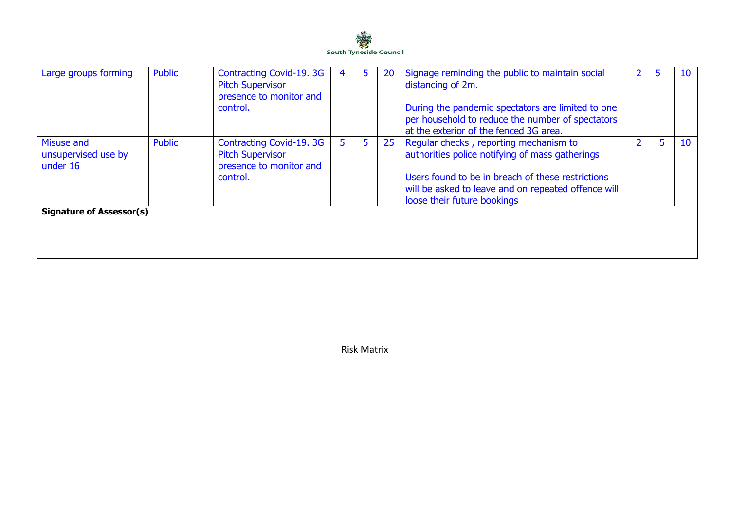| | | | | | | | | | |
|---|---|---|---|---|---|---|---|---|---|
| Large groups forming | Public | Contracting Covid-19. 3G Pitch Supervisor presence to monitor and control. | 4 | 5 | 20 | Signage reminding the public to maintain social distancing of 2m.<br><br>During the pandemic spectators are limited to one per household to reduce the number of spectators at the exterior of the fenced 3G area. | 2 | 5 | 10 |
| Misuse and unsupervised use by under 16 | Public | Contracting Covid-19. 3G Pitch Supervisor presence to monitor and control. | 5 | 5 | 25 | Regular checks , reporting mechanism to authorities police notifying of mass gatherings<br><br>Users found to be in breach of these restrictions will be asked to leave and on repeated offence will loose their future bookings | 2 | 5 | 10 |
| **Signature of Assessor(s)** | | | | | | | | | |

Risk Matrix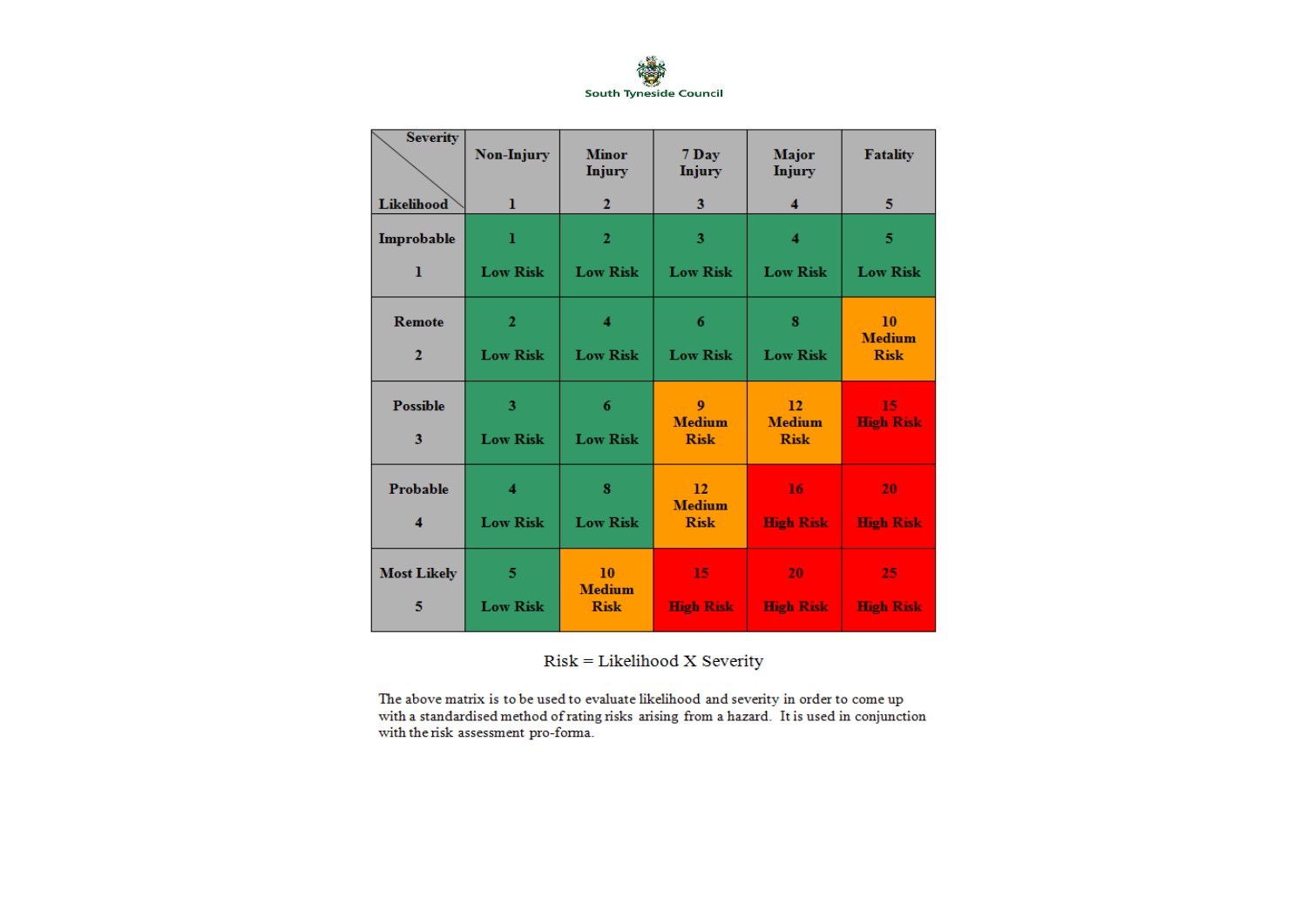South Tyneside Council

| Severity / Likelihood | Non-Injury 1 | Minor Injury 2 | 7 Day Injury 3 | Major Injury 4 | Fatality 5 |
|---|---|---|---|---|---|
| Improbable 1 | 1 Low Risk | 2 Low Risk | 3 Low Risk | 4 Low Risk | 5 Low Risk |
| Remote 2 | 2 Low Risk | 4 Low Risk | 6 Low Risk | 8 Low Risk | 10 Medium Risk |
| Possible 3 | 3 Low Risk | 6 Low Risk | 9 Medium Risk | 12 Medium Risk | 15 High Risk |
| Probable 4 | 4 Low Risk | 8 Low Risk | 12 Medium Risk | 16 High Risk | 20 High Risk |
| Most Likely 5 | 5 Low Risk | 10 Medium Risk | 15 High Risk | 20 High Risk | 25 High Risk |

Risk = Likelihood X Severity

The above matrix is to be used to evaluate likelihood and severity in order to come up with a standardised method of rating risks arising from a hazard. It is used in conjunction with the risk assessment pro-forma.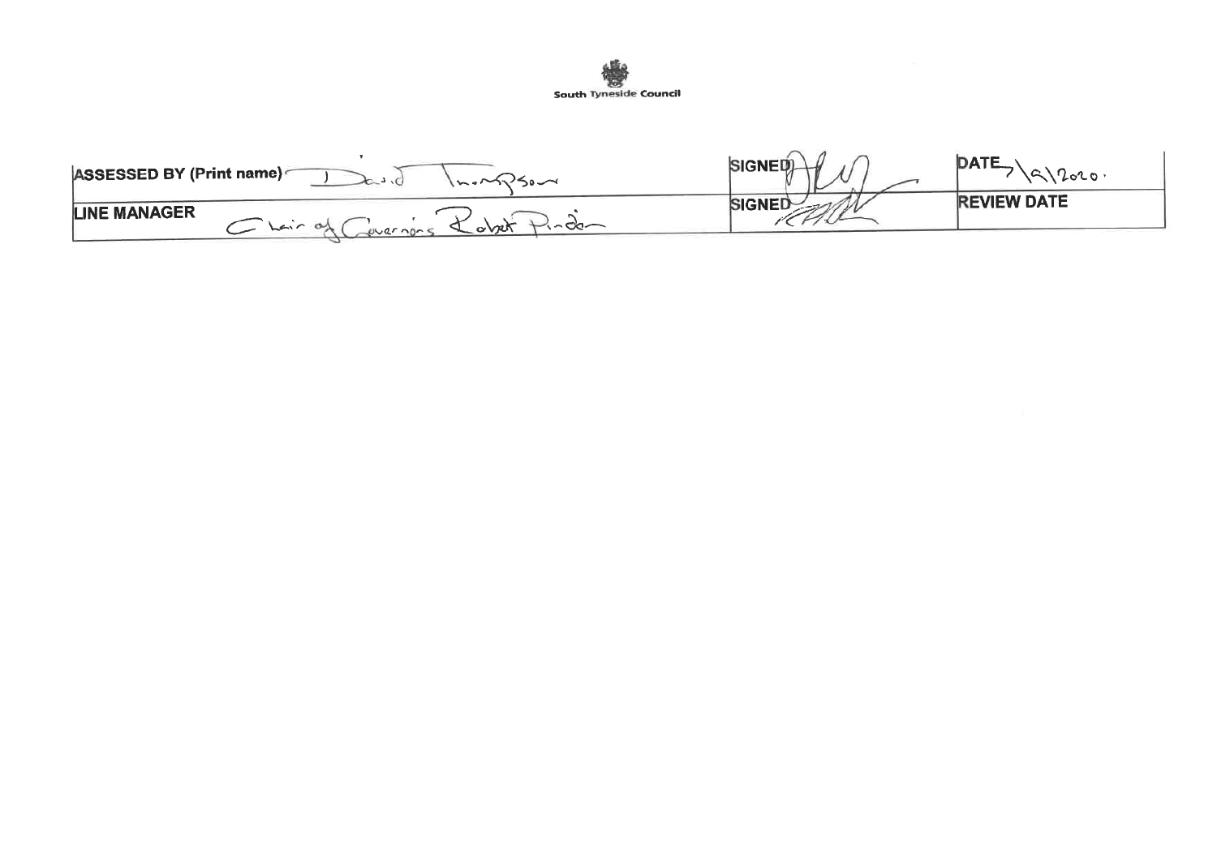South Tyneside Council

| | | |
|---|---|---|
| ASSESSED BY (Print name) David Thompson | SIGNED | DATE 7/9/2020. |
| LINE MANAGER Chair of Governors Robert Pinder | SIGNED | REVIEW DATE |